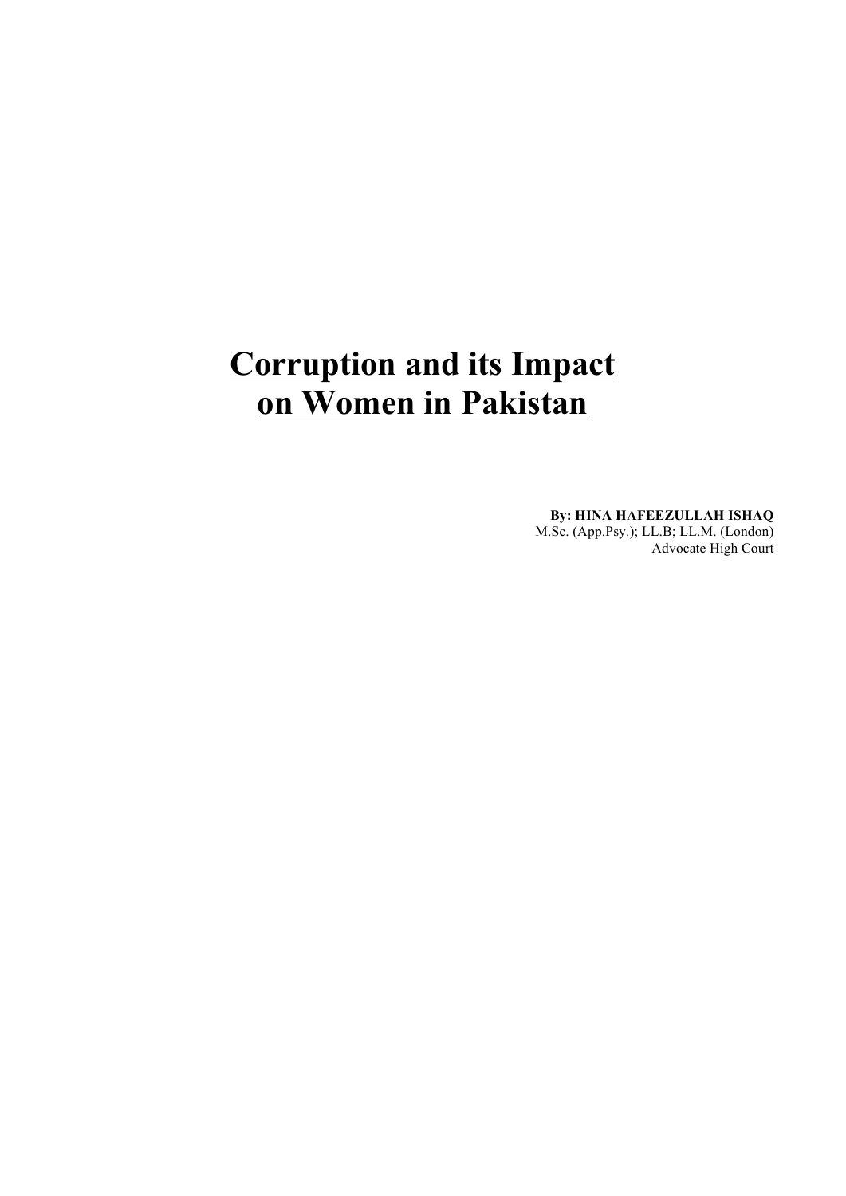# Corruption and its Impact on Women in Pakistan

**By: HINA HAFEEZULLAH ISHAQ**
M.Sc. (App.Psy.); LL.B; LL.M. (London)
Advocate High Court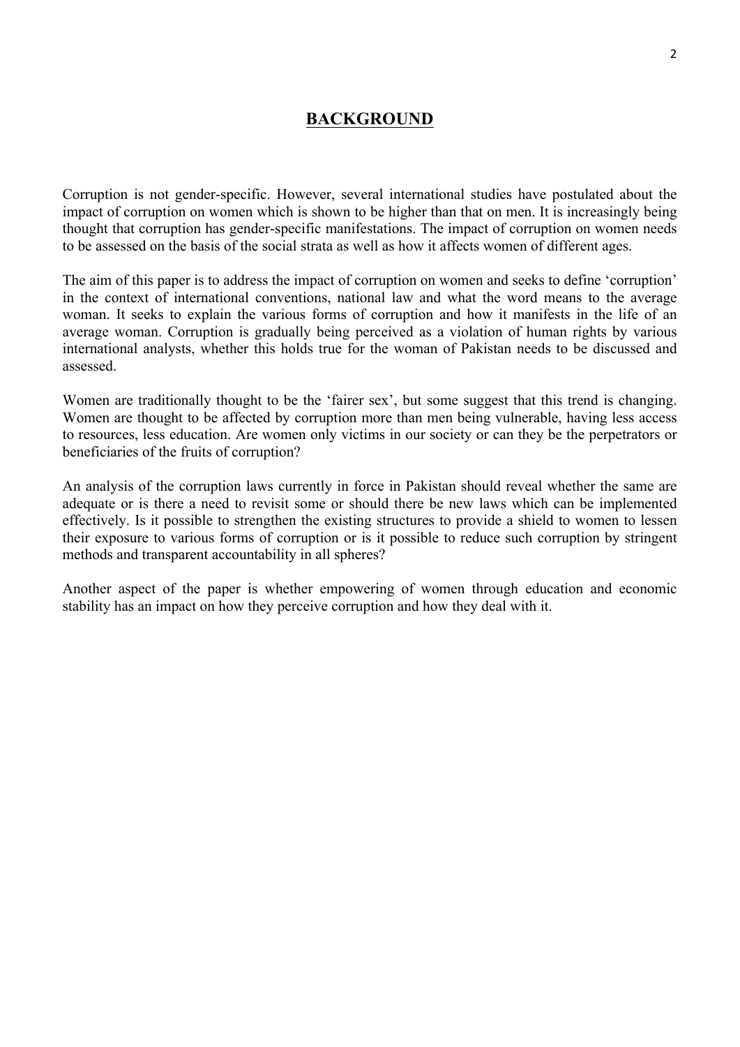## BACKGROUND

Corruption is not gender-specific. However, several international studies have postulated about the impact of corruption on women which is shown to be higher than that on men. It is increasingly being thought that corruption has gender-specific manifestations. The impact of corruption on women needs to be assessed on the basis of the social strata as well as how it affects women of different ages.

The aim of this paper is to address the impact of corruption on women and seeks to define 'corruption' in the context of international conventions, national law and what the word means to the average woman. It seeks to explain the various forms of corruption and how it manifests in the life of an average woman. Corruption is gradually being perceived as a violation of human rights by various international analysts, whether this holds true for the woman of Pakistan needs to be discussed and assessed.

Women are traditionally thought to be the 'fairer sex', but some suggest that this trend is changing. Women are thought to be affected by corruption more than men being vulnerable, having less access to resources, less education. Are women only victims in our society or can they be the perpetrators or beneficiaries of the fruits of corruption?

An analysis of the corruption laws currently in force in Pakistan should reveal whether the same are adequate or is there a need to revisit some or should there be new laws which can be implemented effectively. Is it possible to strengthen the existing structures to provide a shield to women to lessen their exposure to various forms of corruption or is it possible to reduce such corruption by stringent methods and transparent accountability in all spheres?

Another aspect of the paper is whether empowering of women through education and economic stability has an impact on how they perceive corruption and how they deal with it.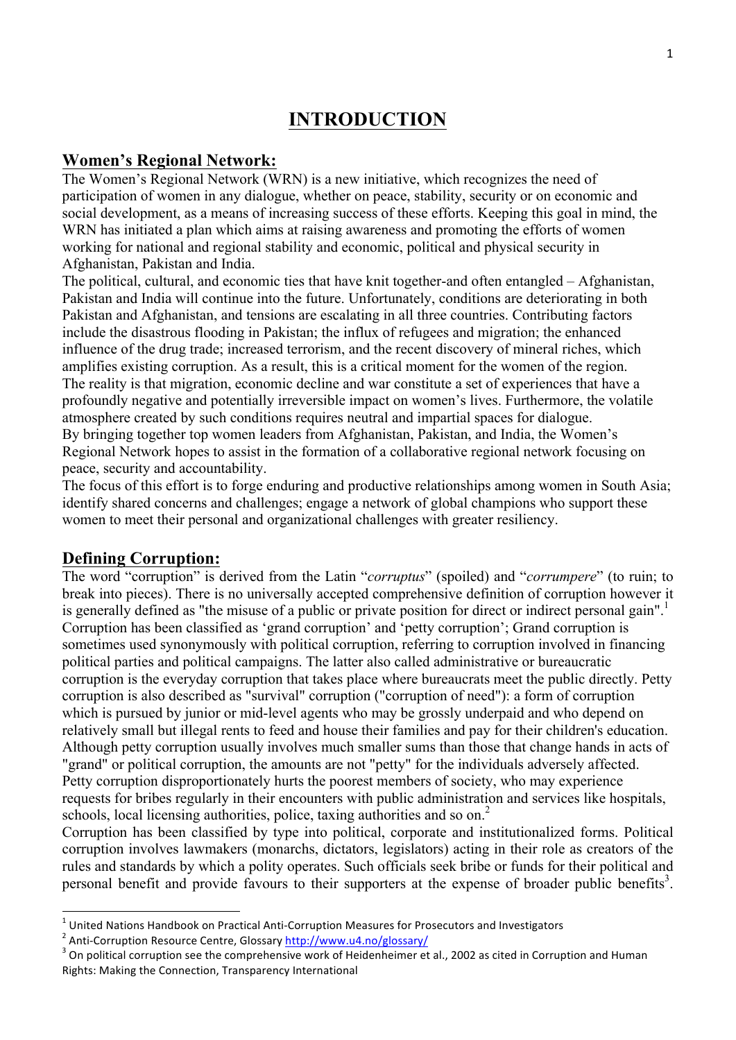# INTRODUCTION

## Women's Regional Network:

The Women's Regional Network (WRN) is a new initiative, which recognizes the need of participation of women in any dialogue, whether on peace, stability, security or on economic and social development, as a means of increasing success of these efforts. Keeping this goal in mind, the WRN has initiated a plan which aims at raising awareness and promoting the efforts of women working for national and regional stability and economic, political and physical security in Afghanistan, Pakistan and India.

The political, cultural, and economic ties that have knit together-and often entangled – Afghanistan, Pakistan and India will continue into the future. Unfortunately, conditions are deteriorating in both Pakistan and Afghanistan, and tensions are escalating in all three countries. Contributing factors include the disastrous flooding in Pakistan; the influx of refugees and migration; the enhanced influence of the drug trade; increased terrorism, and the recent discovery of mineral riches, which amplifies existing corruption. As a result, this is a critical moment for the women of the region.

The reality is that migration, economic decline and war constitute a set of experiences that have a profoundly negative and potentially irreversible impact on women's lives. Furthermore, the volatile atmosphere created by such conditions requires neutral and impartial spaces for dialogue.

By bringing together top women leaders from Afghanistan, Pakistan, and India, the Women's Regional Network hopes to assist in the formation of a collaborative regional network focusing on peace, security and accountability.

The focus of this effort is to forge enduring and productive relationships among women in South Asia; identify shared concerns and challenges; engage a network of global champions who support these women to meet their personal and organizational challenges with greater resiliency.

## Defining Corruption:

The word "corruption" is derived from the Latin "*corruptus*" (spoiled) and "*corrumpere*" (to ruin; to break into pieces). There is no universally accepted comprehensive definition of corruption however it is generally defined as "the misuse of a public or private position for direct or indirect personal gain".[1] Corruption has been classified as 'grand corruption' and 'petty corruption'; Grand corruption is sometimes used synonymously with political corruption, referring to corruption involved in financing political parties and political campaigns. The latter also called administrative or bureaucratic corruption is the everyday corruption that takes place where bureaucrats meet the public directly. Petty corruption is also described as "survival" corruption ("corruption of need"): a form of corruption which is pursued by junior or mid-level agents who may be grossly underpaid and who depend on relatively small but illegal rents to feed and house their families and pay for their children's education. Although petty corruption usually involves much smaller sums than those that change hands in acts of "grand" or political corruption, the amounts are not "petty" for the individuals adversely affected. Petty corruption disproportionately hurts the poorest members of society, who may experience requests for bribes regularly in their encounters with public administration and services like hospitals, schools, local licensing authorities, police, taxing authorities and so on.[2]

Corruption has been classified by type into political, corporate and institutionalized forms. Political corruption involves lawmakers (monarchs, dictators, legislators) acting in their role as creators of the rules and standards by which a polity operates. Such officials seek bribe or funds for their political and personal benefit and provide favours to their supporters at the expense of broader public benefits[3].

---

[1] United Nations Handbook on Practical Anti-Corruption Measures for Prosecutors and Investigators

[2] Anti-Corruption Resource Centre, Glossary http://www.u4.no/glossary/

[3] On political corruption see the comprehensive work of Heidenheimer et al., 2002 as cited in Corruption and Human Rights: Making the Connection, Transparency International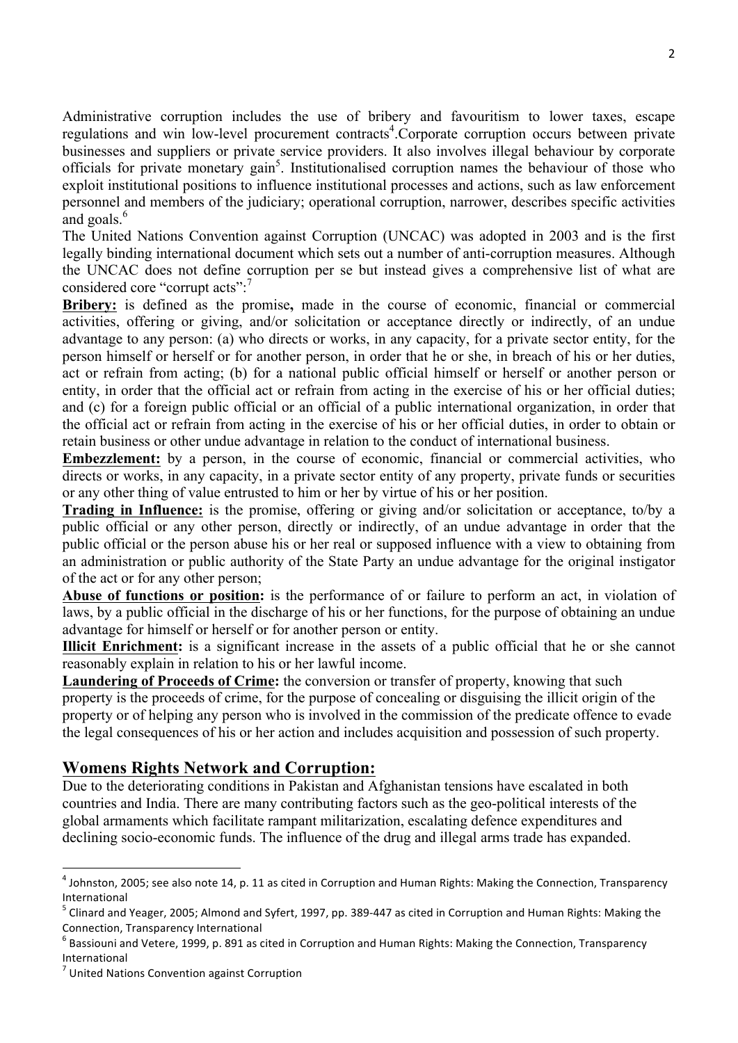Administrative corruption includes the use of bribery and favouritism to lower taxes, escape regulations and win low-level procurement contracts[4].Corporate corruption occurs between private businesses and suppliers or private service providers. It also involves illegal behaviour by corporate officials for private monetary gain[5]. Institutionalised corruption names the behaviour of those who exploit institutional positions to influence institutional processes and actions, such as law enforcement personnel and members of the judiciary; operational corruption, narrower, describes specific activities and goals.[6]

The United Nations Convention against Corruption (UNCAC) was adopted in 2003 and is the first legally binding international document which sets out a number of anti-corruption measures. Although the UNCAC does not define corruption per se but instead gives a comprehensive list of what are considered core "corrupt acts":[7]

**Bribery:** is defined as the promise**,** made in the course of economic, financial or commercial activities, offering or giving, and/or solicitation or acceptance directly or indirectly, of an undue advantage to any person: (a) who directs or works, in any capacity, for a private sector entity, for the person himself or herself or for another person, in order that he or she, in breach of his or her duties, act or refrain from acting; (b) for a national public official himself or herself or another person or entity, in order that the official act or refrain from acting in the exercise of his or her official duties; and (c) for a foreign public official or an official of a public international organization, in order that the official act or refrain from acting in the exercise of his or her official duties, in order to obtain or retain business or other undue advantage in relation to the conduct of international business.

**Embezzlement:** by a person, in the course of economic, financial or commercial activities, who directs or works, in any capacity, in a private sector entity of any property, private funds or securities or any other thing of value entrusted to him or her by virtue of his or her position.

**Trading in Influence:** is the promise, offering or giving and/or solicitation or acceptance, to/by a public official or any other person, directly or indirectly, of an undue advantage in order that the public official or the person abuse his or her real or supposed influence with a view to obtaining from an administration or public authority of the State Party an undue advantage for the original instigator of the act or for any other person;

**Abuse of functions or position:** is the performance of or failure to perform an act, in violation of laws, by a public official in the discharge of his or her functions, for the purpose of obtaining an undue advantage for himself or herself or for another person or entity.

**Illicit Enrichment:** is a significant increase in the assets of a public official that he or she cannot reasonably explain in relation to his or her lawful income.

**Laundering of Proceeds of Crime:** the conversion or transfer of property, knowing that such property is the proceeds of crime, for the purpose of concealing or disguising the illicit origin of the property or of helping any person who is involved in the commission of the predicate offence to evade the legal consequences of his or her action and includes acquisition and possession of such property.

## Womens Rights Network and Corruption:

Due to the deteriorating conditions in Pakistan and Afghanistan tensions have escalated in both countries and India. There are many contributing factors such as the geo-political interests of the global armaments which facilitate rampant militarization, escalating defence expenditures and declining socio-economic funds. The influence of the drug and illegal arms trade has expanded.

---

[4] Johnston, 2005; see also note 14, p. 11 as cited in Corruption and Human Rights: Making the Connection, Transparency International

[5] Clinard and Yeager, 2005; Almond and Syfert, 1997, pp. 389-447 as cited in Corruption and Human Rights: Making the Connection, Transparency International

[6] Bassiouni and Vetere, 1999, p. 891 as cited in Corruption and Human Rights: Making the Connection, Transparency International

[7] United Nations Convention against Corruption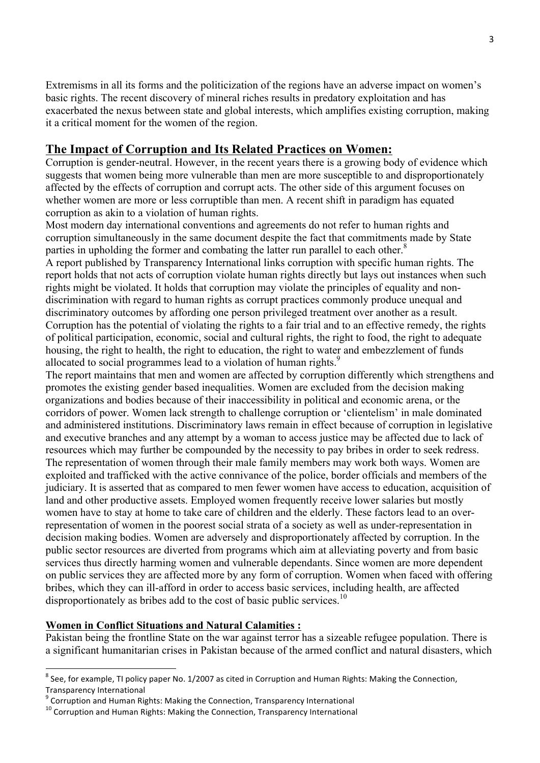Extremisms in all its forms and the politicization of the regions have an adverse impact on women's basic rights. The recent discovery of mineral riches results in predatory exploitation and has exacerbated the nexus between state and global interests, which amplifies existing corruption, making it a critical moment for the women of the region.

## **The Impact of Corruption and Its Related Practices on Women:**

Corruption is gender-neutral. However, in the recent years there is a growing body of evidence which suggests that women being more vulnerable than men are more susceptible to and disproportionately affected by the effects of corruption and corrupt acts. The other side of this argument focuses on whether women are more or less corruptible than men. A recent shift in paradigm has equated corruption as akin to a violation of human rights.

Most modern day international conventions and agreements do not refer to human rights and corruption simultaneously in the same document despite the fact that commitments made by State parties in upholding the former and combating the latter run parallel to each other.[8]

A report published by Transparency International links corruption with specific human rights. The report holds that not acts of corruption violate human rights directly but lays out instances when such rights might be violated. It holds that corruption may violate the principles of equality and non-discrimination with regard to human rights as corrupt practices commonly produce unequal and discriminatory outcomes by affording one person privileged treatment over another as a result. Corruption has the potential of violating the rights to a fair trial and to an effective remedy, the rights of political participation, economic, social and cultural rights, the right to food, the right to adequate housing, the right to health, the right to education, the right to water and embezzlement of funds allocated to social programmes lead to a violation of human rights.[9]

The report maintains that men and women are affected by corruption differently which strengthens and promotes the existing gender based inequalities. Women are excluded from the decision making organizations and bodies because of their inaccessibility in political and economic arena, or the corridors of power. Women lack strength to challenge corruption or 'clientelism' in male dominated and administered institutions. Discriminatory laws remain in effect because of corruption in legislative and executive branches and any attempt by a woman to access justice may be affected due to lack of resources which may further be compounded by the necessity to pay bribes in order to seek redress. The representation of women through their male family members may work both ways. Women are exploited and trafficked with the active connivance of the police, border officials and members of the judiciary. It is asserted that as compared to men fewer women have access to education, acquisition of land and other productive assets. Employed women frequently receive lower salaries but mostly women have to stay at home to take care of children and the elderly. These factors lead to an over-representation of women in the poorest social strata of a society as well as under-representation in decision making bodies. Women are adversely and disproportionately affected by corruption. In the public sector resources are diverted from programs which aim at alleviating poverty and from basic services thus directly harming women and vulnerable dependants. Since women are more dependent on public services they are affected more by any form of corruption. Women when faced with offering bribes, which they can ill-afford in order to access basic services, including health, are affected disproportionately as bribes add to the cost of basic public services.[10]

### **Women in Conflict Situations and Natural Calamities :**

Pakistan being the frontline State on the war against terror has a sizeable refugee population. There is a significant humanitarian crises in Pakistan because of the armed conflict and natural disasters, which

---

[8] See, for example, TI policy paper No. 1/2007 as cited in Corruption and Human Rights: Making the Connection, Transparency International

[9] Corruption and Human Rights: Making the Connection, Transparency International

[10] Corruption and Human Rights: Making the Connection, Transparency International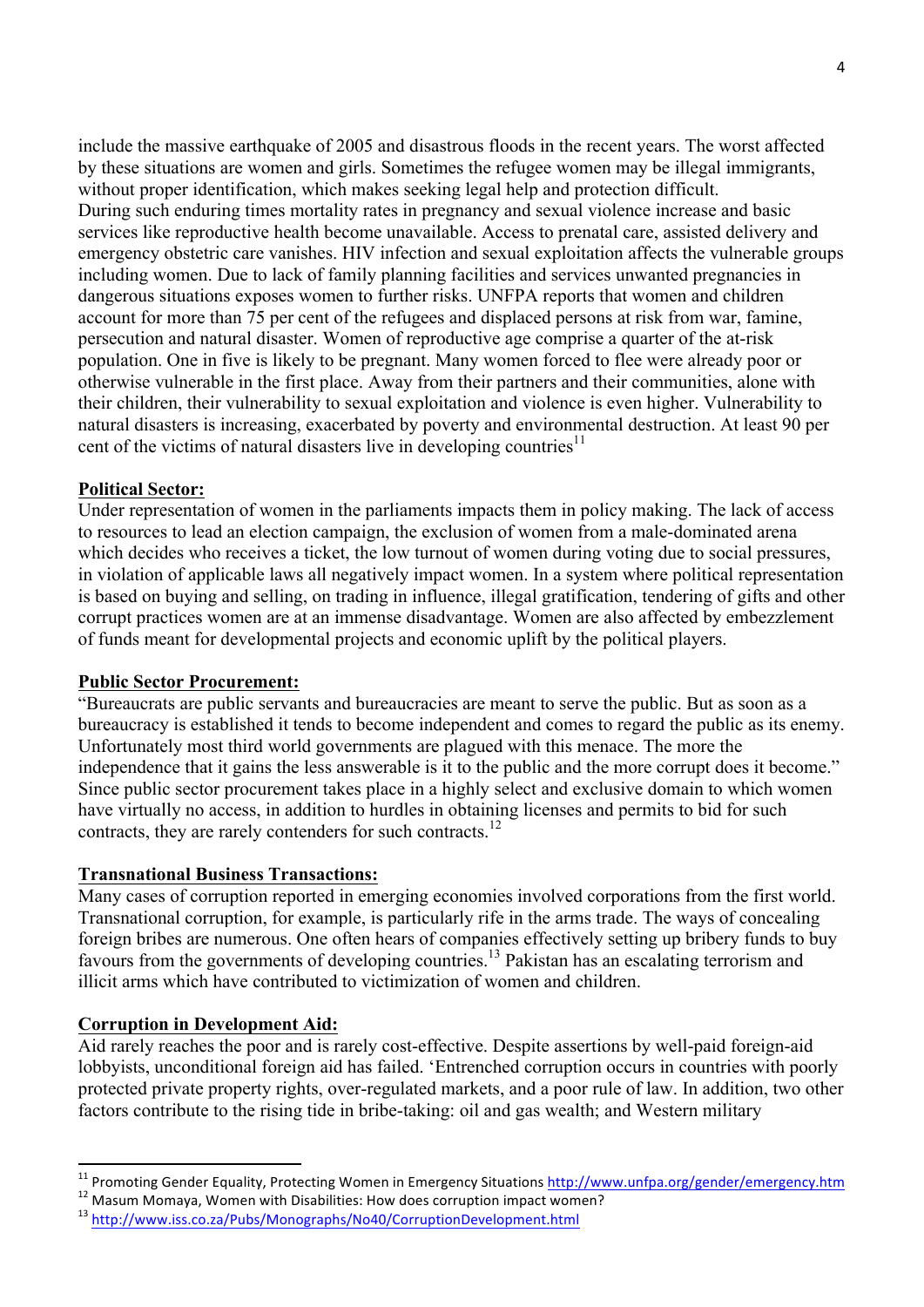include the massive earthquake of 2005 and disastrous floods in the recent years. The worst affected by these situations are women and girls. Sometimes the refugee women may be illegal immigrants, without proper identification, which makes seeking legal help and protection difficult.
During such enduring times mortality rates in pregnancy and sexual violence increase and basic services like reproductive health become unavailable. Access to prenatal care, assisted delivery and emergency obstetric care vanishes. HIV infection and sexual exploitation affects the vulnerable groups including women. Due to lack of family planning facilities and services unwanted pregnancies in dangerous situations exposes women to further risks. UNFPA reports that women and children account for more than 75 per cent of the refugees and displaced persons at risk from war, famine, persecution and natural disaster. Women of reproductive age comprise a quarter of the at-risk population. One in five is likely to be pregnant. Many women forced to flee were already poor or otherwise vulnerable in the first place. Away from their partners and their communities, alone with their children, their vulnerability to sexual exploitation and violence is even higher. Vulnerability to natural disasters is increasing, exacerbated by poverty and environmental destruction. At least 90 per cent of the victims of natural disasters live in developing countries[11]

**Political Sector:**

Under representation of women in the parliaments impacts them in policy making. The lack of access to resources to lead an election campaign, the exclusion of women from a male-dominated arena which decides who receives a ticket, the low turnout of women during voting due to social pressures, in violation of applicable laws all negatively impact women. In a system where political representation is based on buying and selling, on trading in influence, illegal gratification, tendering of gifts and other corrupt practices women are at an immense disadvantage. Women are also affected by embezzlement of funds meant for developmental projects and economic uplift by the political players.

**Public Sector Procurement:**

"Bureaucrats are public servants and bureaucracies are meant to serve the public. But as soon as a bureaucracy is established it tends to become independent and comes to regard the public as its enemy. Unfortunately most third world governments are plagued with this menace. The more the independence that it gains the less answerable is it to the public and the more corrupt does it become." Since public sector procurement takes place in a highly select and exclusive domain to which women have virtually no access, in addition to hurdles in obtaining licenses and permits to bid for such contracts, they are rarely contenders for such contracts.[12]

**Transnational Business Transactions:**

Many cases of corruption reported in emerging economies involved corporations from the first world. Transnational corruption, for example, is particularly rife in the arms trade. The ways of concealing foreign bribes are numerous. One often hears of companies effectively setting up bribery funds to buy favours from the governments of developing countries.[13] Pakistan has an escalating terrorism and illicit arms which have contributed to victimization of women and children.

**Corruption in Development Aid:**

Aid rarely reaches the poor and is rarely cost-effective. Despite assertions by well-paid foreign-aid lobbyists, unconditional foreign aid has failed. 'Entrenched corruption occurs in countries with poorly protected private property rights, over-regulated markets, and a poor rule of law. In addition, two other factors contribute to the rising tide in bribe-taking: oil and gas wealth; and Western military

---

[11] Promoting Gender Equality, Protecting Women in Emergency Situations http://www.unfpa.org/gender/emergency.htm

[12] Masum Momaya, Women with Disabilities: How does corruption impact women?

[13] http://www.iss.co.za/Pubs/Monographs/No40/CorruptionDevelopment.html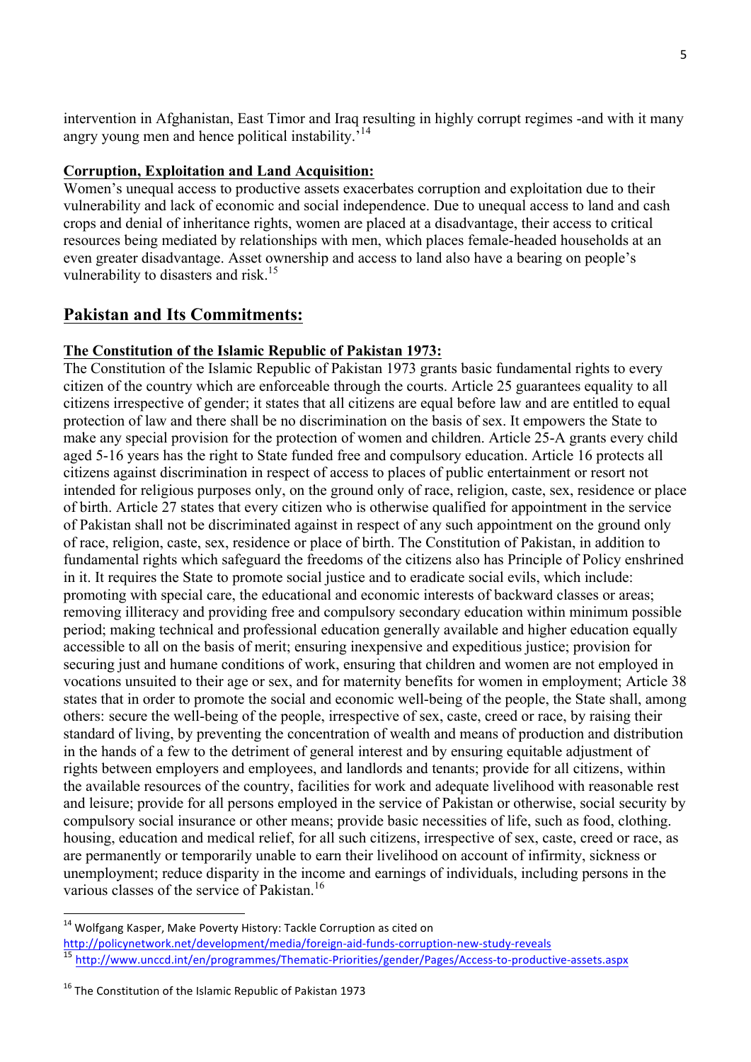intervention in Afghanistan, East Timor and Iraq resulting in highly corrupt regimes -and with it many angry young men and hence political instability.'[14]

**Corruption, Exploitation and Land Acquisition:**

Women's unequal access to productive assets exacerbates corruption and exploitation due to their vulnerability and lack of economic and social independence. Due to unequal access to land and cash crops and denial of inheritance rights, women are placed at a disadvantage, their access to critical resources being mediated by relationships with men, which places female-headed households at an even greater disadvantage. Asset ownership and access to land also have a bearing on people's vulnerability to disasters and risk.[15]

## Pakistan and Its Commitments:

**The Constitution of the Islamic Republic of Pakistan 1973:**

The Constitution of the Islamic Republic of Pakistan 1973 grants basic fundamental rights to every citizen of the country which are enforceable through the courts. Article 25 guarantees equality to all citizens irrespective of gender; it states that all citizens are equal before law and are entitled to equal protection of law and there shall be no discrimination on the basis of sex. It empowers the State to make any special provision for the protection of women and children. Article 25-A grants every child aged 5-16 years has the right to State funded free and compulsory education. Article 16 protects all citizens against discrimination in respect of access to places of public entertainment or resort not intended for religious purposes only, on the ground only of race, religion, caste, sex, residence or place of birth. Article 27 states that every citizen who is otherwise qualified for appointment in the service of Pakistan shall not be discriminated against in respect of any such appointment on the ground only of race, religion, caste, sex, residence or place of birth. The Constitution of Pakistan, in addition to fundamental rights which safeguard the freedoms of the citizens also has Principle of Policy enshrined in it. It requires the State to promote social justice and to eradicate social evils, which include: promoting with special care, the educational and economic interests of backward classes or areas; removing illiteracy and providing free and compulsory secondary education within minimum possible period; making technical and professional education generally available and higher education equally accessible to all on the basis of merit; ensuring inexpensive and expeditious justice; provision for securing just and humane conditions of work, ensuring that children and women are not employed in vocations unsuited to their age or sex, and for maternity benefits for women in employment; Article 38 states that in order to promote the social and economic well-being of the people, the State shall, among others: secure the well-being of the people, irrespective of sex, caste, creed or race, by raising their standard of living, by preventing the concentration of wealth and means of production and distribution in the hands of a few to the detriment of general interest and by ensuring equitable adjustment of rights between employers and employees, and landlords and tenants; provide for all citizens, within the available resources of the country, facilities for work and adequate livelihood with reasonable rest and leisure; provide for all persons employed in the service of Pakistan or otherwise, social security by compulsory social insurance or other means; provide basic necessities of life, such as food, clothing. housing, education and medical relief, for all such citizens, irrespective of sex, caste, creed or race, as are permanently or temporarily unable to earn their livelihood on account of infirmity, sickness or unemployment; reduce disparity in the income and earnings of individuals, including persons in the various classes of the service of Pakistan.[16]

---

[14] Wolfgang Kasper, Make Poverty History: Tackle Corruption as cited on http://policynetwork.net/development/media/foreign-aid-funds-corruption-new-study-reveals

[15] http://www.unccd.int/en/programmes/Thematic-Priorities/gender/Pages/Access-to-productive-assets.aspx

[16] The Constitution of the Islamic Republic of Pakistan 1973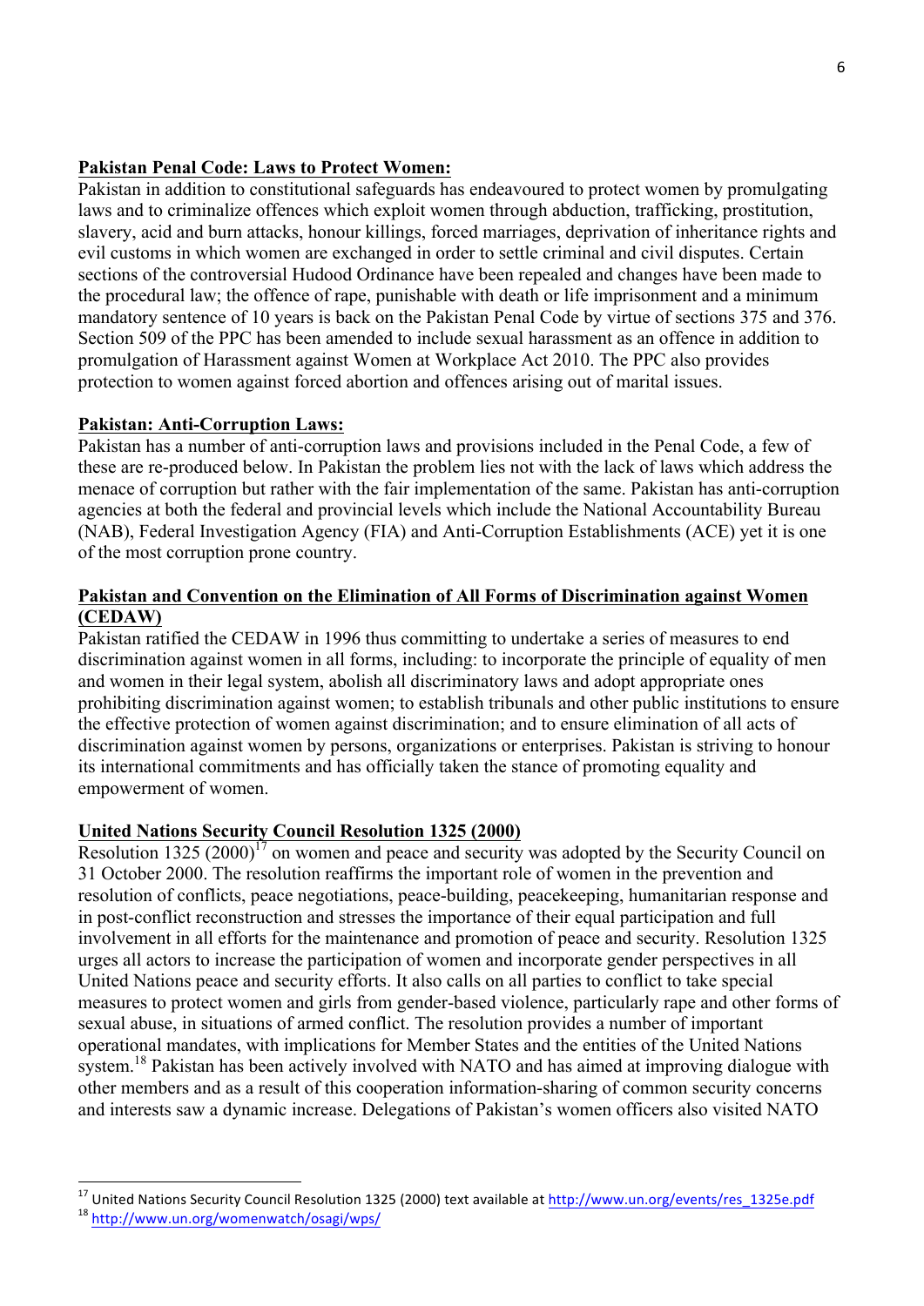## Pakistan Penal Code: Laws to Protect Women:

Pakistan in addition to constitutional safeguards has endeavoured to protect women by promulgating laws and to criminalize offences which exploit women through abduction, trafficking, prostitution, slavery, acid and burn attacks, honour killings, forced marriages, deprivation of inheritance rights and evil customs in which women are exchanged in order to settle criminal and civil disputes. Certain sections of the controversial Hudood Ordinance have been repealed and changes have been made to the procedural law; the offence of rape, punishable with death or life imprisonment and a minimum mandatory sentence of 10 years is back on the Pakistan Penal Code by virtue of sections 375 and 376. Section 509 of the PPC has been amended to include sexual harassment as an offence in addition to promulgation of Harassment against Women at Workplace Act 2010. The PPC also provides protection to women against forced abortion and offences arising out of marital issues.

## Pakistan: Anti-Corruption Laws:

Pakistan has a number of anti-corruption laws and provisions included in the Penal Code, a few of these are re-produced below. In Pakistan the problem lies not with the lack of laws which address the menace of corruption but rather with the fair implementation of the same. Pakistan has anti-corruption agencies at both the federal and provincial levels which include the National Accountability Bureau (NAB), Federal Investigation Agency (FIA) and Anti-Corruption Establishments (ACE) yet it is one of the most corruption prone country.

## Pakistan and Convention on the Elimination of All Forms of Discrimination against Women (CEDAW)

Pakistan ratified the CEDAW in 1996 thus committing to undertake a series of measures to end discrimination against women in all forms, including: to incorporate the principle of equality of men and women in their legal system, abolish all discriminatory laws and adopt appropriate ones prohibiting discrimination against women; to establish tribunals and other public institutions to ensure the effective protection of women against discrimination; and to ensure elimination of all acts of discrimination against women by persons, organizations or enterprises. Pakistan is striving to honour its international commitments and has officially taken the stance of promoting equality and empowerment of women.

## United Nations Security Council Resolution 1325 (2000)

Resolution 1325 (2000)[17] on women and peace and security was adopted by the Security Council on 31 October 2000. The resolution reaffirms the important role of women in the prevention and resolution of conflicts, peace negotiations, peace-building, peacekeeping, humanitarian response and in post-conflict reconstruction and stresses the importance of their equal participation and full involvement in all efforts for the maintenance and promotion of peace and security. Resolution 1325 urges all actors to increase the participation of women and incorporate gender perspectives in all United Nations peace and security efforts. It also calls on all parties to conflict to take special measures to protect women and girls from gender-based violence, particularly rape and other forms of sexual abuse, in situations of armed conflict. The resolution provides a number of important operational mandates, with implications for Member States and the entities of the United Nations system.[18] Pakistan has been actively involved with NATO and has aimed at improving dialogue with other members and as a result of this cooperation information-sharing of common security concerns and interests saw a dynamic increase. Delegations of Pakistan's women officers also visited NATO

---

[17] United Nations Security Council Resolution 1325 (2000) text available at http://www.un.org/events/res_1325e.pdf

[18] http://www.un.org/womenwatch/osagi/wps/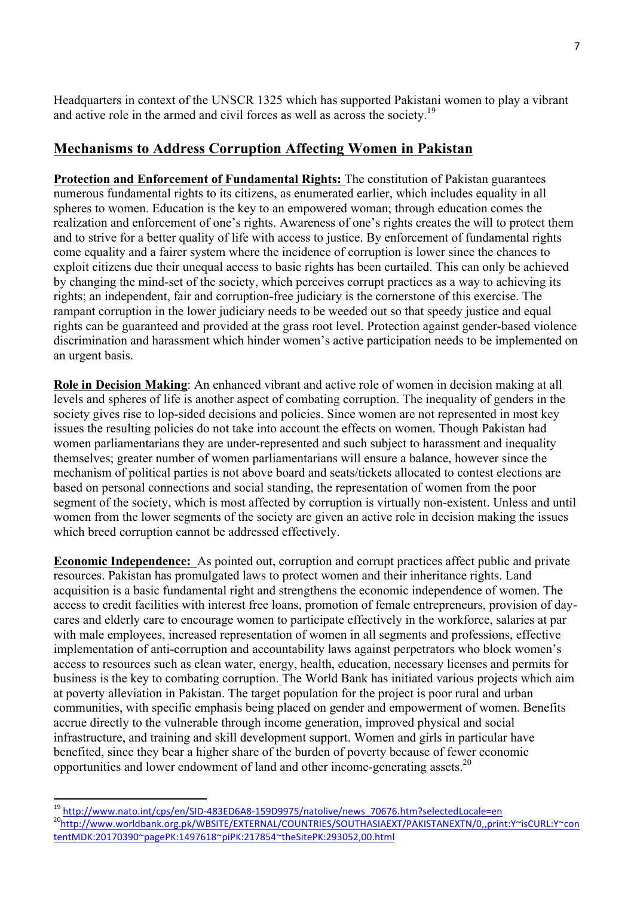Headquarters in context of the UNSCR 1325 which has supported Pakistani women to play a vibrant and active role in the armed and civil forces as well as across the society.[19]

## Mechanisms to Address Corruption Affecting Women in Pakistan

**Protection and Enforcement of Fundamental Rights:** The constitution of Pakistan guarantees numerous fundamental rights to its citizens, as enumerated earlier, which includes equality in all spheres to women. Education is the key to an empowered woman; through education comes the realization and enforcement of one's rights. Awareness of one's rights creates the will to protect them and to strive for a better quality of life with access to justice. By enforcement of fundamental rights come equality and a fairer system where the incidence of corruption is lower since the chances to exploit citizens due their unequal access to basic rights has been curtailed. This can only be achieved by changing the mind-set of the society, which perceives corrupt practices as a way to achieving its rights; an independent, fair and corruption-free judiciary is the cornerstone of this exercise. The rampant corruption in the lower judiciary needs to be weeded out so that speedy justice and equal rights can be guaranteed and provided at the grass root level. Protection against gender-based violence discrimination and harassment which hinder women's active participation needs to be implemented on an urgent basis.

**Role in Decision Making**: An enhanced vibrant and active role of women in decision making at all levels and spheres of life is another aspect of combating corruption. The inequality of genders in the society gives rise to lop-sided decisions and policies. Since women are not represented in most key issues the resulting policies do not take into account the effects on women. Though Pakistan had women parliamentarians they are under-represented and such subject to harassment and inequality themselves; greater number of women parliamentarians will ensure a balance, however since the mechanism of political parties is not above board and seats/tickets allocated to contest elections are based on personal connections and social standing, the representation of women from the poor segment of the society, which is most affected by corruption is virtually non-existent. Unless and until women from the lower segments of the society are given an active role in decision making the issues which breed corruption cannot be addressed effectively.

**Economic Independence:** As pointed out, corruption and corrupt practices affect public and private resources. Pakistan has promulgated laws to protect women and their inheritance rights. Land acquisition is a basic fundamental right and strengthens the economic independence of women. The access to credit facilities with interest free loans, promotion of female entrepreneurs, provision of day-cares and elderly care to encourage women to participate effectively in the workforce, salaries at par with male employees, increased representation of women in all segments and professions, effective implementation of anti-corruption and accountability laws against perpetrators who block women's access to resources such as clean water, energy, health, education, necessary licenses and permits for business is the key to combating corruption. The World Bank has initiated various projects which aim at poverty alleviation in Pakistan. The target population for the project is poor rural and urban communities, with specific emphasis being placed on gender and empowerment of women. Benefits accrue directly to the vulnerable through income generation, improved physical and social infrastructure, and training and skill development support. Women and girls in particular have benefited, since they bear a higher share of the burden of poverty because of fewer economic opportunities and lower endowment of land and other income-generating assets.[20]

---

[19] http://www.nato.int/cps/en/SID-483ED6A8-159D9975/natolive/news_70676.htm?selectedLocale=en

[20] http://www.worldbank.org.pk/WBSITE/EXTERNAL/COUNTRIES/SOUTHASIAEXT/PAKISTANEXTN/0,,print:Y~isCURL:Y~contentMDK:20170390~pagePK:1497618~piPK:217854~theSitePK:293052,00.html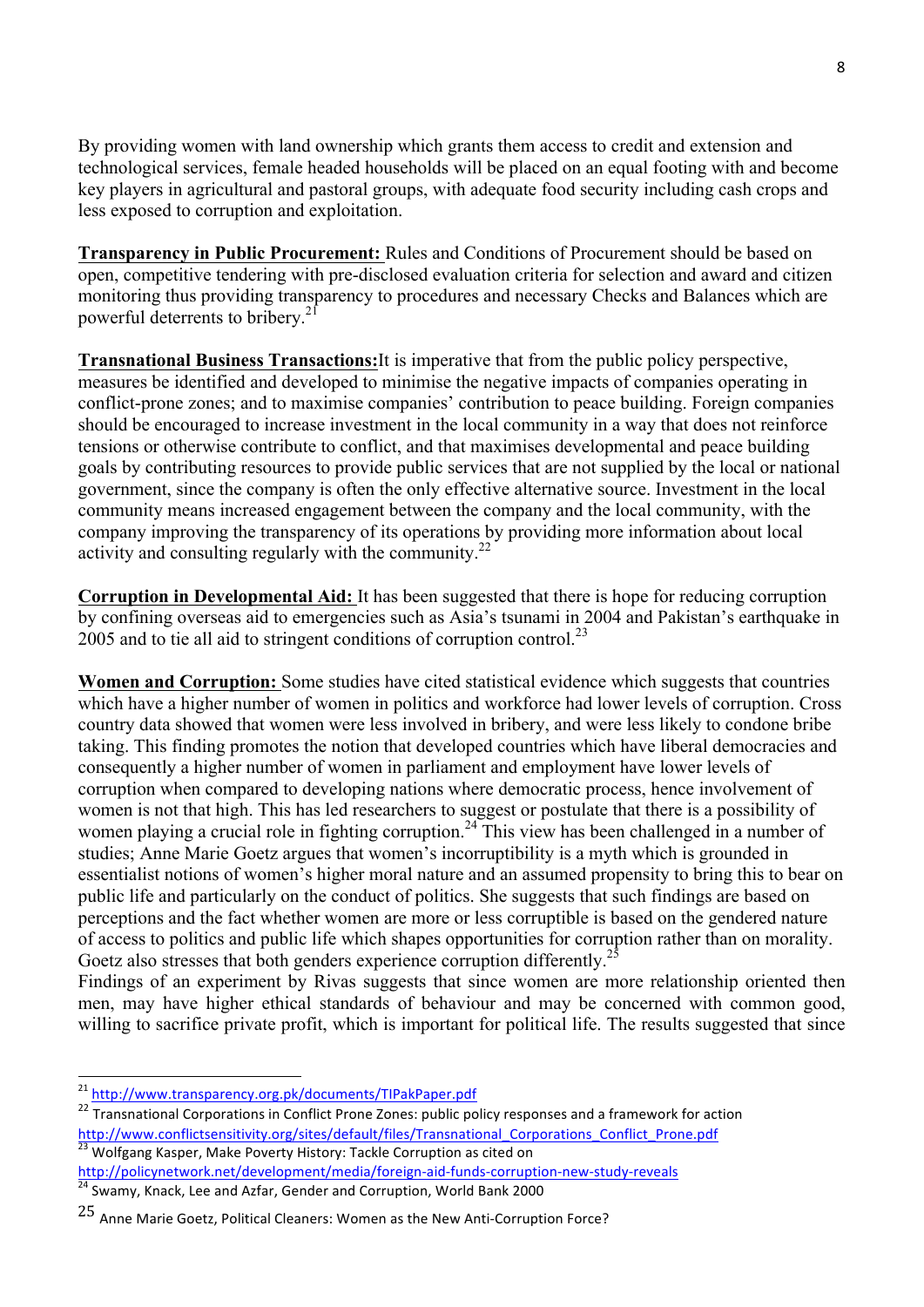By providing women with land ownership which grants them access to credit and extension and technological services, female headed households will be placed on an equal footing with and become key players in agricultural and pastoral groups, with adequate food security including cash crops and less exposed to corruption and exploitation.

**Transparency in Public Procurement:** Rules and Conditions of Procurement should be based on open, competitive tendering with pre-disclosed evaluation criteria for selection and award and citizen monitoring thus providing transparency to procedures and necessary Checks and Balances which are powerful deterrents to bribery.[21]

**Transnational Business Transactions:** It is imperative that from the public policy perspective, measures be identified and developed to minimise the negative impacts of companies operating in conflict-prone zones; and to maximise companies' contribution to peace building. Foreign companies should be encouraged to increase investment in the local community in a way that does not reinforce tensions or otherwise contribute to conflict, and that maximises developmental and peace building goals by contributing resources to provide public services that are not supplied by the local or national government, since the company is often the only effective alternative source. Investment in the local community means increased engagement between the company and the local community, with the company improving the transparency of its operations by providing more information about local activity and consulting regularly with the community.[22]

**Corruption in Developmental Aid:** It has been suggested that there is hope for reducing corruption by confining overseas aid to emergencies such as Asia's tsunami in 2004 and Pakistan's earthquake in 2005 and to tie all aid to stringent conditions of corruption control.[23]

**Women and Corruption:** Some studies have cited statistical evidence which suggests that countries which have a higher number of women in politics and workforce had lower levels of corruption. Cross country data showed that women were less involved in bribery, and were less likely to condone bribe taking. This finding promotes the notion that developed countries which have liberal democracies and consequently a higher number of women in parliament and employment have lower levels of corruption when compared to developing nations where democratic process, hence involvement of women is not that high. This has led researchers to suggest or postulate that there is a possibility of women playing a crucial role in fighting corruption.[24] This view has been challenged in a number of studies; Anne Marie Goetz argues that women's incorruptibility is a myth which is grounded in essentialist notions of women's higher moral nature and an assumed propensity to bring this to bear on public life and particularly on the conduct of politics. She suggests that such findings are based on perceptions and the fact whether women are more or less corruptible is based on the gendered nature of access to politics and public life which shapes opportunities for corruption rather than on morality. Goetz also stresses that both genders experience corruption differently.[25]

Findings of an experiment by Rivas suggests that since women are more relationship oriented then men, may have higher ethical standards of behaviour and may be concerned with common good, willing to sacrifice private profit, which is important for political life. The results suggested that since

---

[21] http://www.transparency.org.pk/documents/TIPakPaper.pdf

[22] Transnational Corporations in Conflict Prone Zones: public policy responses and a framework for action http://www.conflictsensitivity.org/sites/default/files/Transnational_Corporations_Conflict_Prone.pdf

[23] Wolfgang Kasper, Make Poverty History: Tackle Corruption as cited on http://policynetwork.net/development/media/foreign-aid-funds-corruption-new-study-reveals

[24] Swamy, Knack, Lee and Azfar, Gender and Corruption, World Bank 2000

[25] Anne Marie Goetz, Political Cleaners: Women as the New Anti-Corruption Force?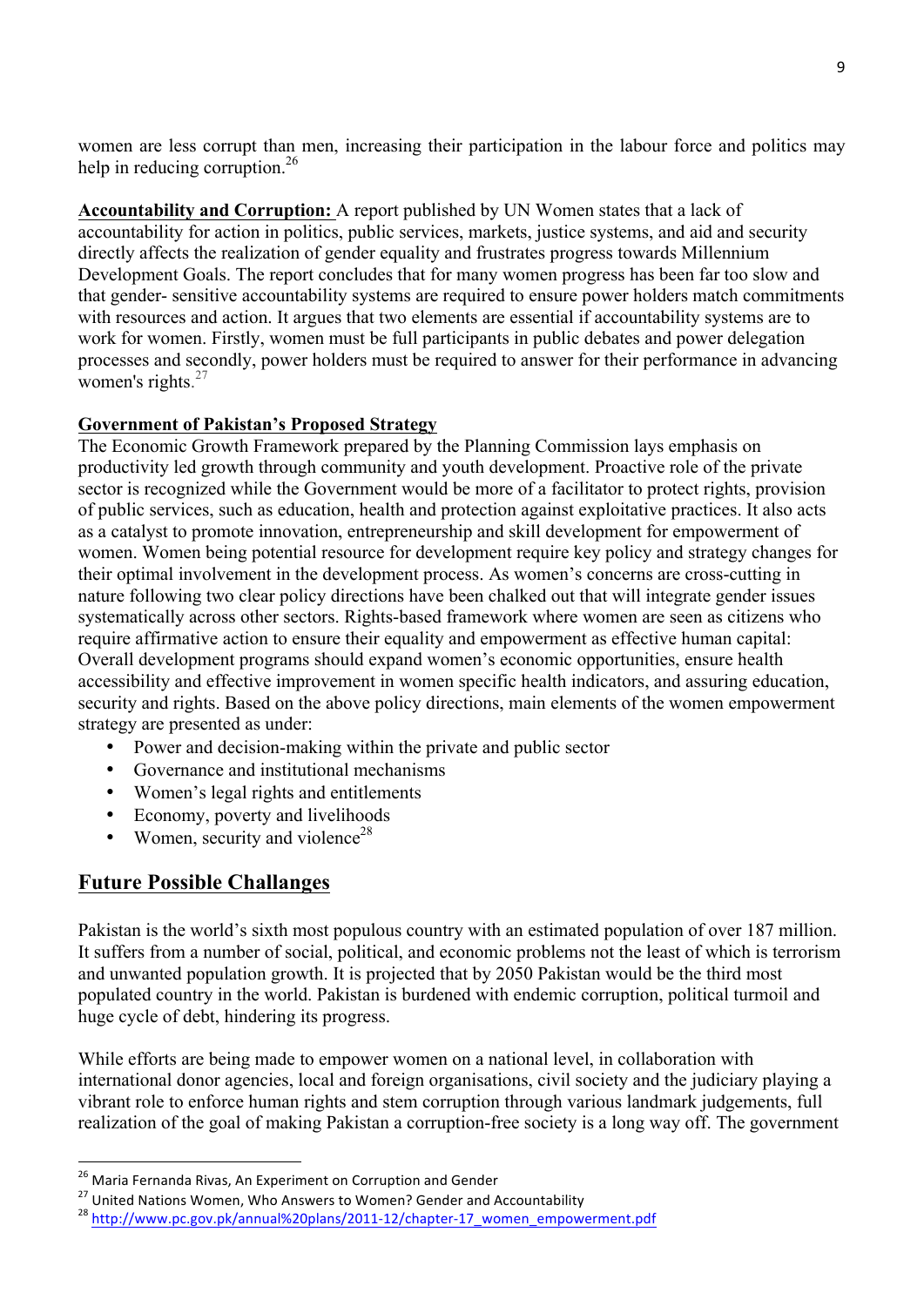women are less corrupt than men, increasing their participation in the labour force and politics may help in reducing corruption.[26]

**Accountability and Corruption:** A report published by UN Women states that a lack of accountability for action in politics, public services, markets, justice systems, and aid and security directly affects the realization of gender equality and frustrates progress towards Millennium Development Goals. The report concludes that for many women progress has been far too slow and that gender- sensitive accountability systems are required to ensure power holders match commitments with resources and action. It argues that two elements are essential if accountability systems are to work for women. Firstly, women must be full participants in public debates and power delegation processes and secondly, power holders must be required to answer for their performance in advancing women's rights.[27]

**Government of Pakistan's Proposed Strategy**

The Economic Growth Framework prepared by the Planning Commission lays emphasis on productivity led growth through community and youth development. Proactive role of the private sector is recognized while the Government would be more of a facilitator to protect rights, provision of public services, such as education, health and protection against exploitative practices. It also acts as a catalyst to promote innovation, entrepreneurship and skill development for empowerment of women. Women being potential resource for development require key policy and strategy changes for their optimal involvement in the development process. As women's concerns are cross-cutting in nature following two clear policy directions have been chalked out that will integrate gender issues systematically across other sectors. Rights-based framework where women are seen as citizens who require affirmative action to ensure their equality and empowerment as effective human capital: Overall development programs should expand women's economic opportunities, ensure health accessibility and effective improvement in women specific health indicators, and assuring education, security and rights. Based on the above policy directions, main elements of the women empowerment strategy are presented as under:

- Power and decision-making within the private and public sector
- Governance and institutional mechanisms
- Women's legal rights and entitlements
- Economy, poverty and livelihoods
- Women, security and violence[28]

## Future Possible Challanges

Pakistan is the world's sixth most populous country with an estimated population of over 187 million. It suffers from a number of social, political, and economic problems not the least of which is terrorism and unwanted population growth. It is projected that by 2050 Pakistan would be the third most populated country in the world. Pakistan is burdened with endemic corruption, political turmoil and huge cycle of debt, hindering its progress.

While efforts are being made to empower women on a national level, in collaboration with international donor agencies, local and foreign organisations, civil society and the judiciary playing a vibrant role to enforce human rights and stem corruption through various landmark judgements, full realization of the goal of making Pakistan a corruption-free society is a long way off. The government

[26] Maria Fernanda Rivas, An Experiment on Corruption and Gender

[27] United Nations Women, Who Answers to Women? Gender and Accountability

[28] http://www.pc.gov.pk/annual%20plans/2011-12/chapter-17_women_empowerment.pdf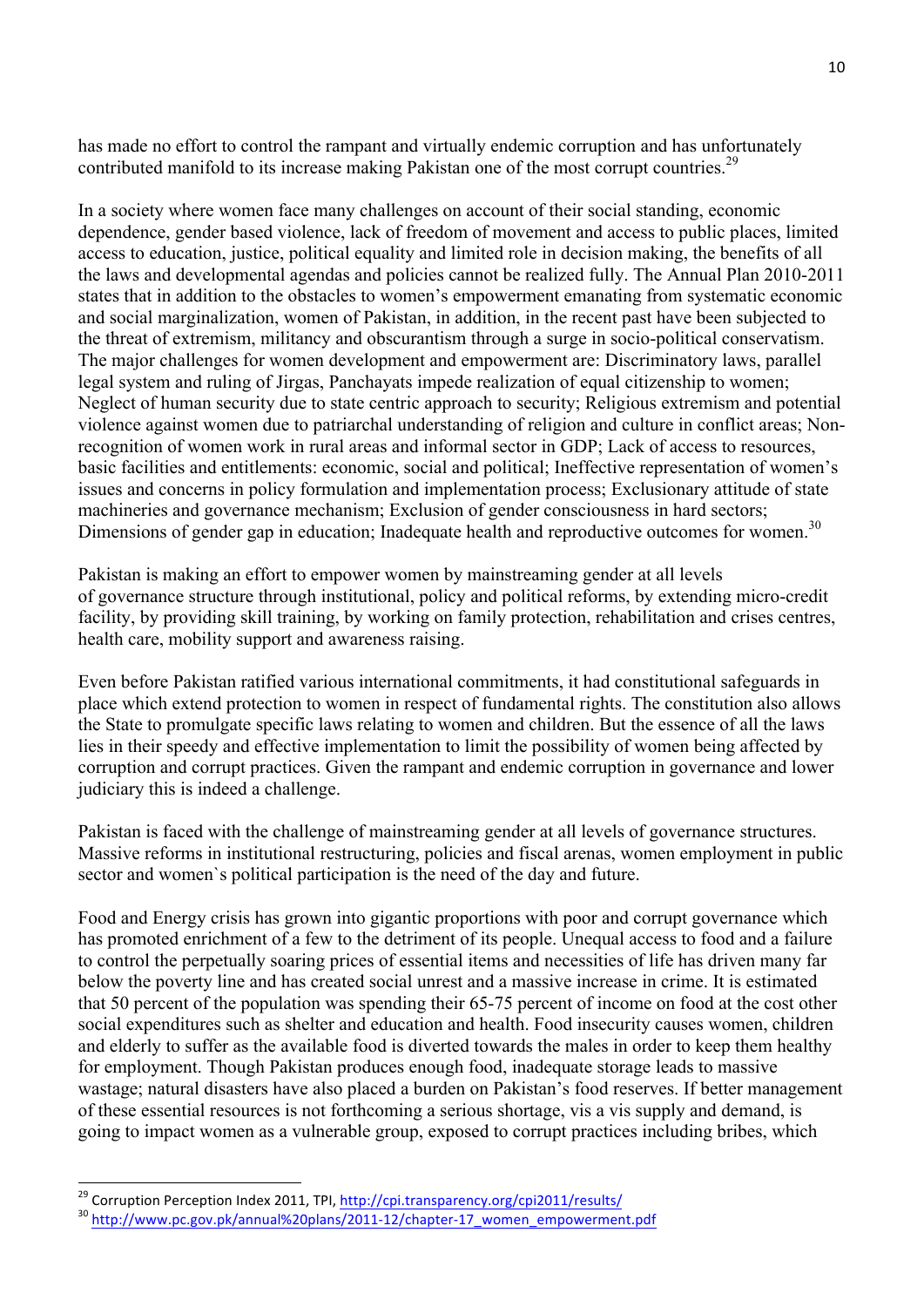has made no effort to control the rampant and virtually endemic corruption and has unfortunately contributed manifold to its increase making Pakistan one of the most corrupt countries.[29]

In a society where women face many challenges on account of their social standing, economic dependence, gender based violence, lack of freedom of movement and access to public places, limited access to education, justice, political equality and limited role in decision making, the benefits of all the laws and developmental agendas and policies cannot be realized fully. The Annual Plan 2010-2011 states that in addition to the obstacles to women's empowerment emanating from systematic economic and social marginalization, women of Pakistan, in addition, in the recent past have been subjected to the threat of extremism, militancy and obscurantism through a surge in socio-political conservatism. The major challenges for women development and empowerment are: Discriminatory laws, parallel legal system and ruling of Jirgas, Panchayats impede realization of equal citizenship to women; Neglect of human security due to state centric approach to security; Religious extremism and potential violence against women due to patriarchal understanding of religion and culture in conflict areas; Non-recognition of women work in rural areas and informal sector in GDP; Lack of access to resources, basic facilities and entitlements: economic, social and political; Ineffective representation of women's issues and concerns in policy formulation and implementation process; Exclusionary attitude of state machineries and governance mechanism; Exclusion of gender consciousness in hard sectors; Dimensions of gender gap in education; Inadequate health and reproductive outcomes for women.[30]

Pakistan is making an effort to empower women by mainstreaming gender at all levels of governance structure through institutional, policy and political reforms, by extending micro-credit facility, by providing skill training, by working on family protection, rehabilitation and crises centres, health care, mobility support and awareness raising.

Even before Pakistan ratified various international commitments, it had constitutional safeguards in place which extend protection to women in respect of fundamental rights. The constitution also allows the State to promulgate specific laws relating to women and children. But the essence of all the laws lies in their speedy and effective implementation to limit the possibility of women being affected by corruption and corrupt practices. Given the rampant and endemic corruption in governance and lower judiciary this is indeed a challenge.

Pakistan is faced with the challenge of mainstreaming gender at all levels of governance structures. Massive reforms in institutional restructuring, policies and fiscal arenas, women employment in public sector and women`s political participation is the need of the day and future.

Food and Energy crisis has grown into gigantic proportions with poor and corrupt governance which has promoted enrichment of a few to the detriment of its people. Unequal access to food and a failure to control the perpetually soaring prices of essential items and necessities of life has driven many far below the poverty line and has created social unrest and a massive increase in crime. It is estimated that 50 percent of the population was spending their 65-75 percent of income on food at the cost other social expenditures such as shelter and education and health. Food insecurity causes women, children and elderly to suffer as the available food is diverted towards the males in order to keep them healthy for employment. Though Pakistan produces enough food, inadequate storage leads to massive wastage; natural disasters have also placed a burden on Pakistan's food reserves. If better management of these essential resources is not forthcoming a serious shortage, vis a vis supply and demand, is going to impact women as a vulnerable group, exposed to corrupt practices including bribes, which

---

[29] Corruption Perception Index 2011, TPI, http://cpi.transparency.org/cpi2011/results/

[30] http://www.pc.gov.pk/annual%20plans/2011-12/chapter-17_women_empowerment.pdf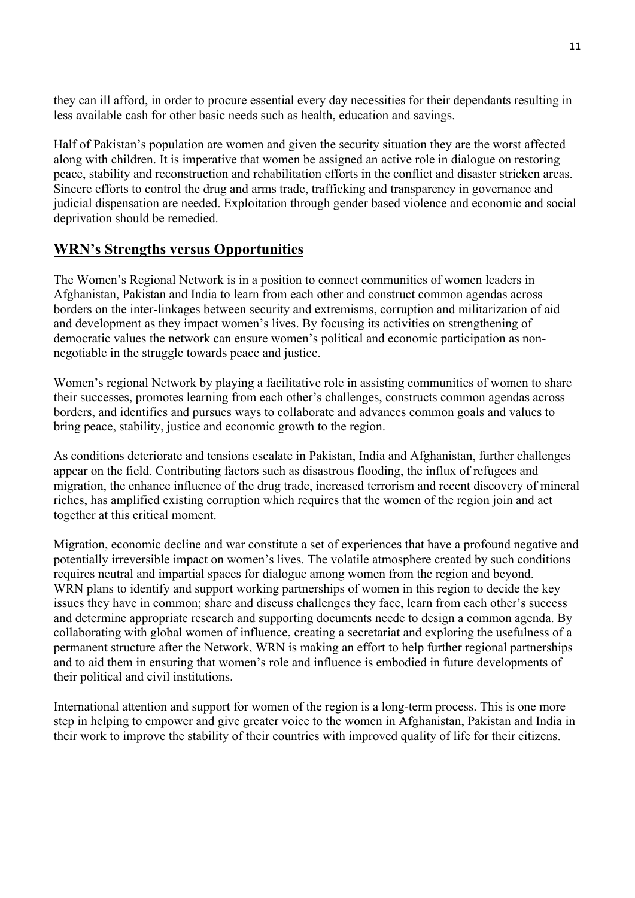they can ill afford, in order to procure essential every day necessities for their dependants resulting in less available cash for other basic needs such as health, education and savings.

Half of Pakistan's population are women and given the security situation they are the worst affected along with children. It is imperative that women be assigned an active role in dialogue on restoring peace, stability and reconstruction and rehabilitation efforts in the conflict and disaster stricken areas. Sincere efforts to control the drug and arms trade, trafficking and transparency in governance and judicial dispensation are needed. Exploitation through gender based violence and economic and social deprivation should be remedied.

## WRN's Strengths versus Opportunities

The Women's Regional Network is in a position to connect communities of women leaders in Afghanistan, Pakistan and India to learn from each other and construct common agendas across borders on the inter-linkages between security and extremisms, corruption and militarization of aid and development as they impact women's lives. By focusing its activities on strengthening of democratic values the network can ensure women's political and economic participation as non-negotiable in the struggle towards peace and justice.

Women's regional Network by playing a facilitative role in assisting communities of women to share their successes, promotes learning from each other's challenges, constructs common agendas across borders, and identifies and pursues ways to collaborate and advances common goals and values to bring peace, stability, justice and economic growth to the region.

As conditions deteriorate and tensions escalate in Pakistan, India and Afghanistan, further challenges appear on the field. Contributing factors such as disastrous flooding, the influx of refugees and migration, the enhance influence of the drug trade, increased terrorism and recent discovery of mineral riches, has amplified existing corruption which requires that the women of the region join and act together at this critical moment.

Migration, economic decline and war constitute a set of experiences that have a profound negative and potentially irreversible impact on women's lives. The volatile atmosphere created by such conditions requires neutral and impartial spaces for dialogue among women from the region and beyond. WRN plans to identify and support working partnerships of women in this region to decide the key issues they have in common; share and discuss challenges they face, learn from each other's success and determine appropriate research and supporting documents neede to design a common agenda. By collaborating with global women of influence, creating a secretariat and exploring the usefulness of a permanent structure after the Network, WRN is making an effort to help further regional partnerships and to aid them in ensuring that women's role and influence is embodied in future developments of their political and civil institutions.

International attention and support for women of the region is a long-term process. This is one more step in helping to empower and give greater voice to the women in Afghanistan, Pakistan and India in their work to improve the stability of their countries with improved quality of life for their citizens.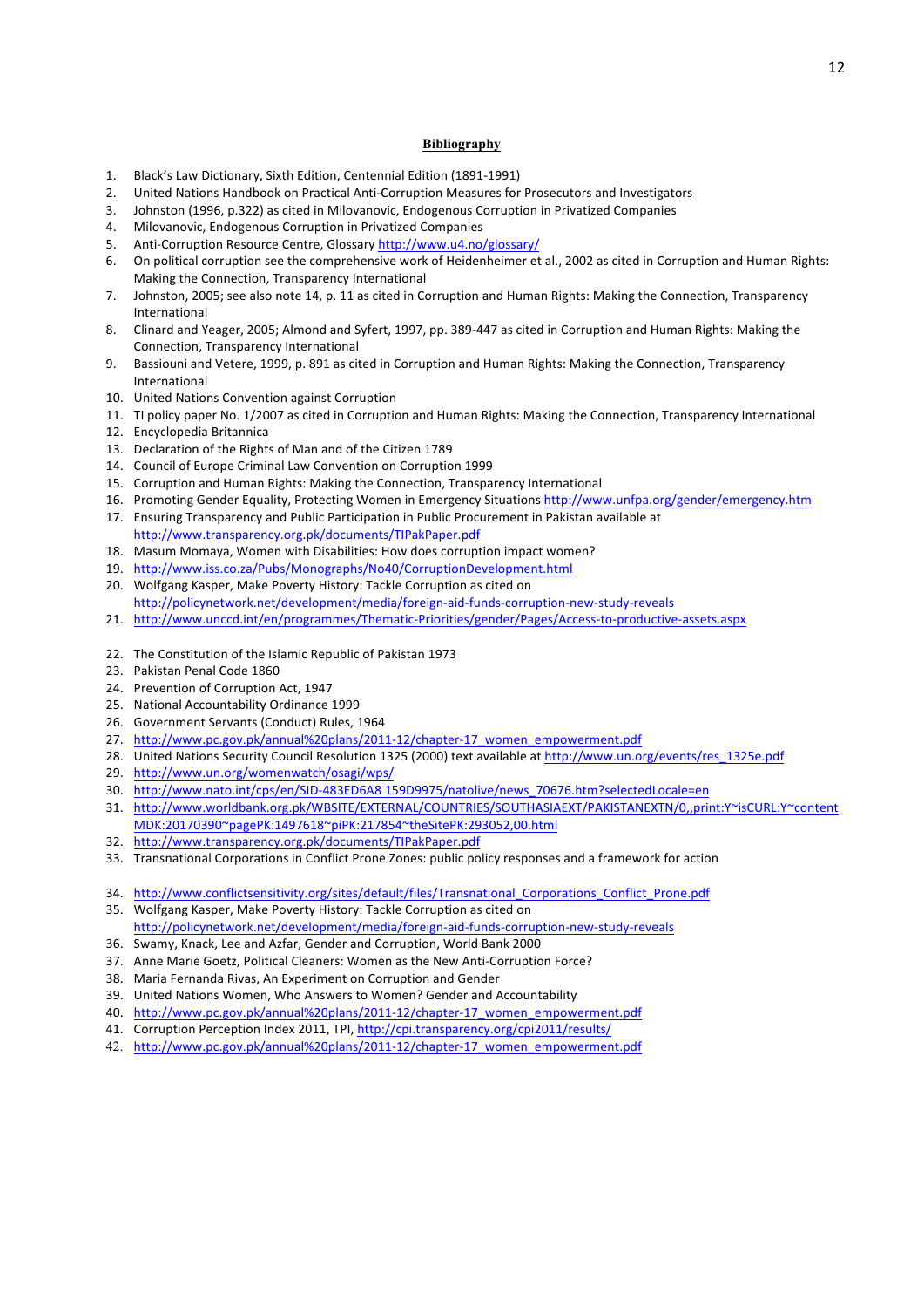**Bibliography**

1. Black's Law Dictionary, Sixth Edition, Centennial Edition (1891-1991)
2. United Nations Handbook on Practical Anti-Corruption Measures for Prosecutors and Investigators
3. Johnston (1996, p.322) as cited in Milovanovic, Endogenous Corruption in Privatized Companies
4. Milovanovic, Endogenous Corruption in Privatized Companies
5. Anti-Corruption Resource Centre, Glossary http://www.u4.no/glossary/
6. On political corruption see the comprehensive work of Heidenheimer et al., 2002 as cited in Corruption and Human Rights: Making the Connection, Transparency International
7. Johnston, 2005; see also note 14, p. 11 as cited in Corruption and Human Rights: Making the Connection, Transparency International
8. Clinard and Yeager, 2005; Almond and Syfert, 1997, pp. 389-447 as cited in Corruption and Human Rights: Making the Connection, Transparency International
9. Bassiouni and Vetere, 1999, p. 891 as cited in Corruption and Human Rights: Making the Connection, Transparency International
10. United Nations Convention against Corruption
11. TI policy paper No. 1/2007 as cited in Corruption and Human Rights: Making the Connection, Transparency International
12. Encyclopedia Britannica
13. Declaration of the Rights of Man and of the Citizen 1789
14. Council of Europe Criminal Law Convention on Corruption 1999
15. Corruption and Human Rights: Making the Connection, Transparency International
16. Promoting Gender Equality, Protecting Women in Emergency Situations http://www.unfpa.org/gender/emergency.htm
17. Ensuring Transparency and Public Participation in Public Procurement in Pakistan available at http://www.transparency.org.pk/documents/TIPakPaper.pdf
18. Masum Momaya, Women with Disabilities: How does corruption impact women?
19. http://www.iss.co.za/Pubs/Monographs/No40/CorruptionDevelopment.html
20. Wolfgang Kasper, Make Poverty History: Tackle Corruption as cited on http://policynetwork.net/development/media/foreign-aid-funds-corruption-new-study-reveals
21. http://www.unccd.int/en/programmes/Thematic-Priorities/gender/Pages/Access-to-productive-assets.aspx
22. The Constitution of the Islamic Republic of Pakistan 1973
23. Pakistan Penal Code 1860
24. Prevention of Corruption Act, 1947
25. National Accountability Ordinance 1999
26. Government Servants (Conduct) Rules, 1964
27. http://www.pc.gov.pk/annual%20plans/2011-12/chapter-17_women_empowerment.pdf
28. United Nations Security Council Resolution 1325 (2000) text available at http://www.un.org/events/res_1325e.pdf
29. http://www.un.org/womenwatch/osagi/wps/
30. http://www.nato.int/cps/en/SID-483ED6A8 159D9975/natolive/news_70676.htm?selectedLocale=en
31. http://www.worldbank.org.pk/WBSITE/EXTERNAL/COUNTRIES/SOUTHASIAEXT/PAKISTANEXTN/0,,print:Y~isCURL:Y~contentMDK:20170390~pagePK:1497618~piPK:217854~theSitePK:293052,00.html
32. http://www.transparency.org.pk/documents/TIPakPaper.pdf
33. Transnational Corporations in Conflict Prone Zones: public policy responses and a framework for action
34. http://www.conflictsensitivity.org/sites/default/files/Transnational_Corporations_Conflict_Prone.pdf
35. Wolfgang Kasper, Make Poverty History: Tackle Corruption as cited on http://policynetwork.net/development/media/foreign-aid-funds-corruption-new-study-reveals
36. Swamy, Knack, Lee and Azfar, Gender and Corruption, World Bank 2000
37. Anne Marie Goetz, Political Cleaners: Women as the New Anti-Corruption Force?
38. Maria Fernanda Rivas, An Experiment on Corruption and Gender
39. United Nations Women, Who Answers to Women? Gender and Accountability
40. http://www.pc.gov.pk/annual%20plans/2011-12/chapter-17_women_empowerment.pdf
41. Corruption Perception Index 2011, TPI, http://cpi.transparency.org/cpi2011/results/
42. http://www.pc.gov.pk/annual%20plans/2011-12/chapter-17_women_empowerment.pdf